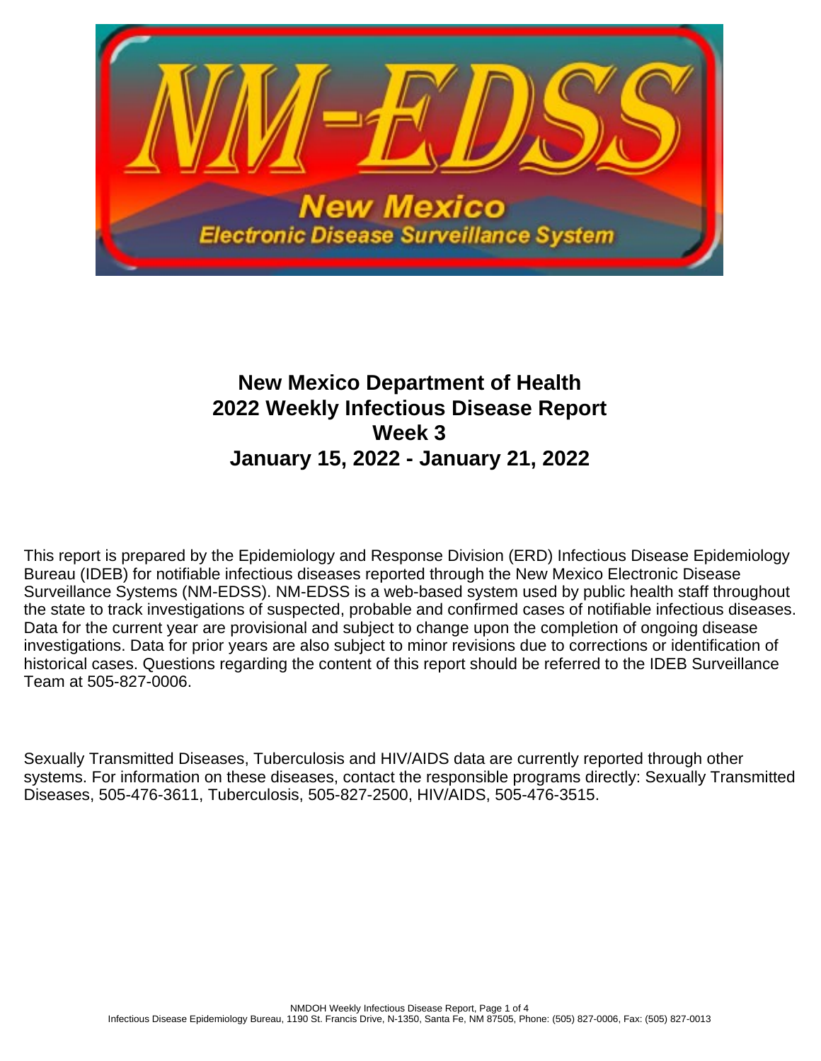# New Mexico Department of Health
# 2022 Weekly Infectious Disease Report
# Week 3
# January 15, 2022 - January 21, 2022

This report is prepared by the Epidemiology and Response Division (ERD) Infectious Disease Epidemiology Bureau (IDEB) for notifiable infectious diseases reported through the New Mexico Electronic Disease Surveillance Systems (NM-EDSS). NM-EDSS is a web-based system used by public health staff throughout the state to track investigations of suspected, probable and confirmed cases of notifiable infectious diseases. Data for the current year are provisional and subject to change upon the completion of ongoing disease investigations. Data for prior years are also subject to minor revisions due to corrections or identification of historical cases. Questions regarding the content of this report should be referred to the IDEB Surveillance Team at 505-827-0006.

Sexually Transmitted Diseases, Tuberculosis and HIV/AIDS data are currently reported through other systems. For information on these diseases, contact the responsible programs directly: Sexually Transmitted Diseases, 505-476-3611, Tuberculosis, 505-827-2500, HIV/AIDS, 505-476-3515.

Infectious Disease Epidemiology Bureau, 1190 St. Francis Drive, N-1350, Santa Fe, NM 87505, Phone: (505) 827-0006, Fax: (505) 827-0013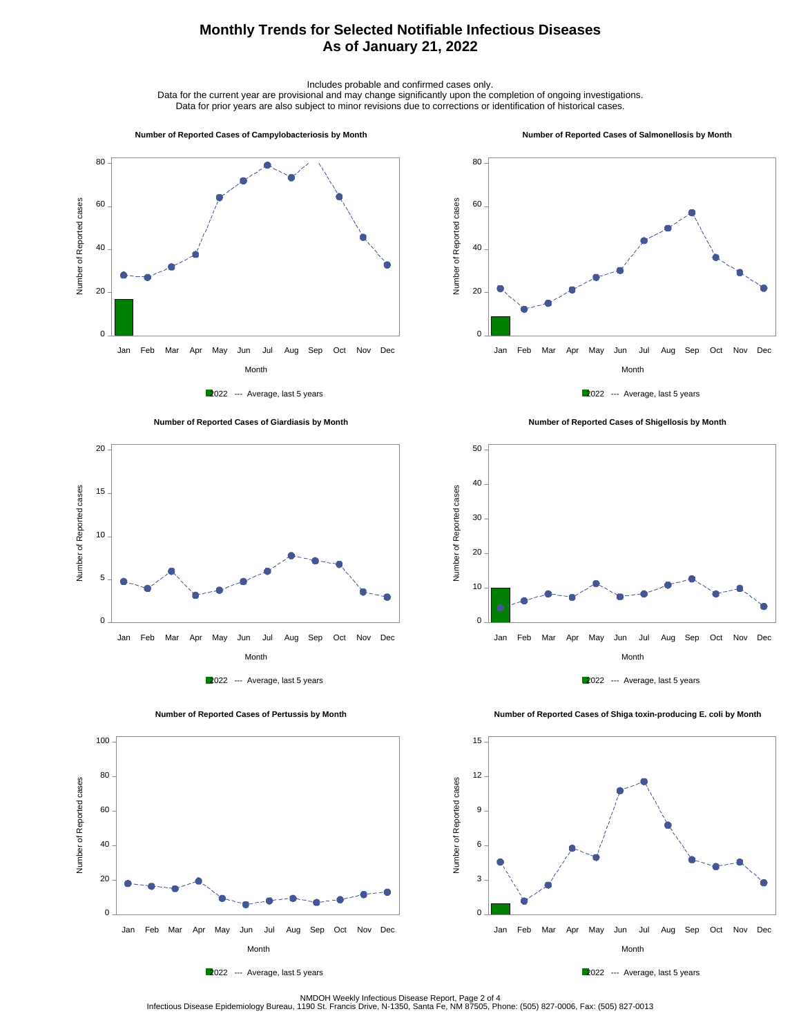# Monthly Trends for Selected Notifiable Infectious Diseases
# As of January 21, 2022

Includes probable and confirmed cases only.
Data for the current year are provisional and may change significantly upon the completion of ongoing investigations.
Data for prior years are also subject to minor revisions due to corrections or identification of historical cases.

### Number of Reported Cases of Campylobacteriosis by Month

Number of Reported cases (0–80) by Month (Jan–Dec)

2022 --- Average, last 5 years

### Number of Reported Cases of Salmonellosis by Month

Number of Reported cases (0–80) by Month (Jan–Dec)

2022 --- Average, last 5 years

### Number of Reported Cases of Giardiasis by Month

Number of Reported cases (0–20) by Month (Jan–Dec)

2022 --- Average, last 5 years

### Number of Reported Cases of Shigellosis by Month

Number of Reported cases (0–50) by Month (Jan–Dec)

2022 --- Average, last 5 years

### Number of Reported Cases of Pertussis by Month

Number of Reported cases (0–100) by Month (Jan–Dec)

2022 --- Average, last 5 years

### Number of Reported Cases of Shiga toxin-producing E. coli by Month

Number of Reported cases (0–15) by Month (Jan–Dec)

2022 --- Average, last 5 years

NMDOH Weekly Infectious Disease Report

Infectious Disease Epidemiology Bureau, 1190 St. Francis Drive, N-1350, Santa Fe, NM 87505, Phone: (505) 827-0006, Fax: (505) 827-0013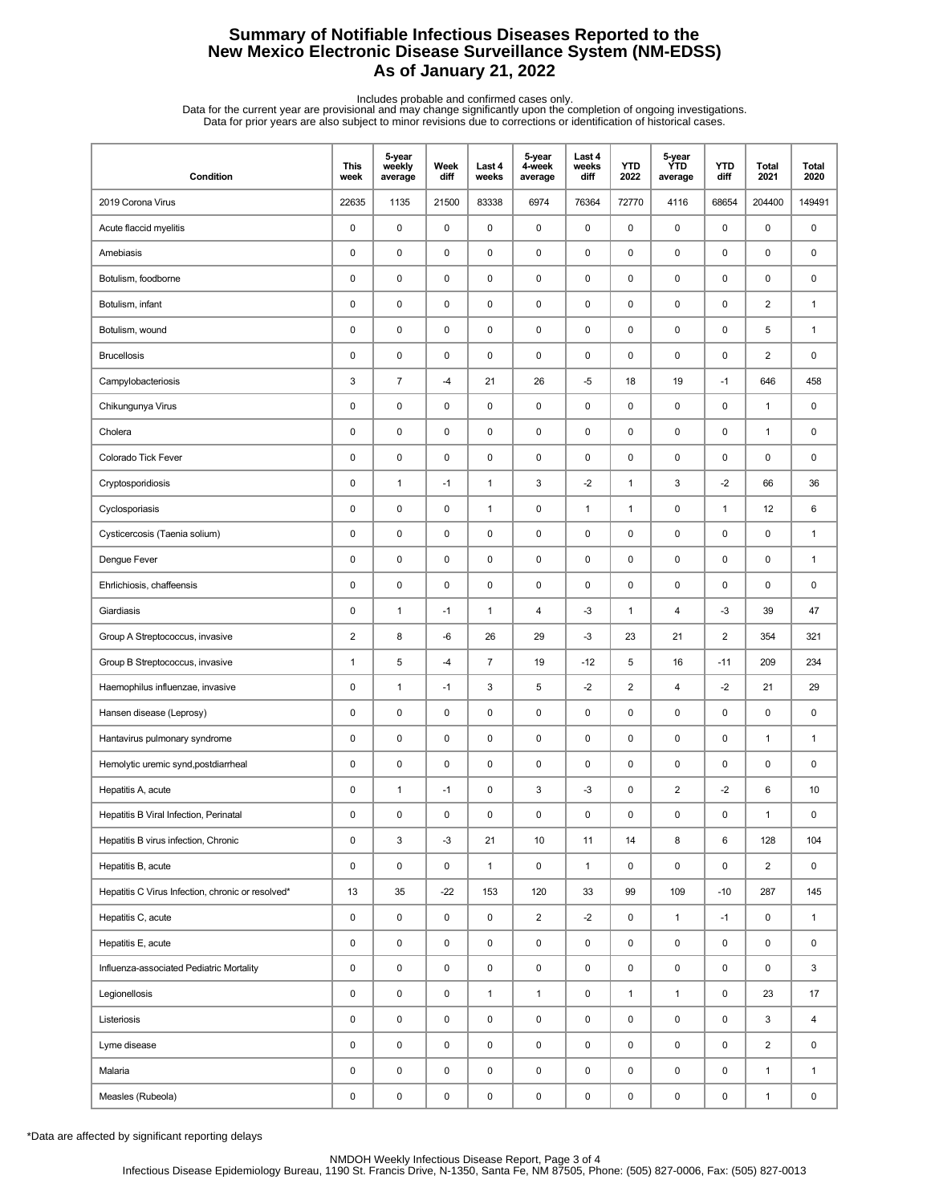# Summary of Notifiable Infectious Diseases Reported to the New Mexico Electronic Disease Surveillance System (NM-EDSS)
# As of January 21, 2022

Includes probable and confirmed cases only.
Data for the current year are provisional and may change significantly upon the completion of ongoing investigations.
Data for prior years are also subject to minor revisions due to corrections or identification of historical cases.

| Condition | This week | 5-year weekly average | Week diff | Last 4 weeks | 5-year 4-week average | Last 4 weeks diff | YTD 2022 | 5-year YTD average | YTD diff | Total 2021 | Total 2020 |
|---|---|---|---|---|---|---|---|---|---|---|---|
| 2019 Corona Virus | 22635 | 1135 | 21500 | 83338 | 6974 | 76364 | 72770 | 4116 | 68654 | 204400 | 149491 |
| Acute flaccid myelitis | 0 | 0 | 0 | 0 | 0 | 0 | 0 | 0 | 0 | 0 | 0 |
| Amebiasis | 0 | 0 | 0 | 0 | 0 | 0 | 0 | 0 | 0 | 0 | 0 |
| Botulism, foodborne | 0 | 0 | 0 | 0 | 0 | 0 | 0 | 0 | 0 | 0 | 0 |
| Botulism, infant | 0 | 0 | 0 | 0 | 0 | 0 | 0 | 0 | 0 | 2 | 1 |
| Botulism, wound | 0 | 0 | 0 | 0 | 0 | 0 | 0 | 0 | 0 | 5 | 1 |
| Brucellosis | 0 | 0 | 0 | 0 | 0 | 0 | 0 | 0 | 0 | 2 | 0 |
| Campylobacteriosis | 3 | 7 | -4 | 21 | 26 | -5 | 18 | 19 | -1 | 646 | 458 |
| Chikungunya Virus | 0 | 0 | 0 | 0 | 0 | 0 | 0 | 0 | 0 | 1 | 0 |
| Cholera | 0 | 0 | 0 | 0 | 0 | 0 | 0 | 0 | 0 | 1 | 0 |
| Colorado Tick Fever | 0 | 0 | 0 | 0 | 0 | 0 | 0 | 0 | 0 | 0 | 0 |
| Cryptosporidiosis | 0 | 1 | -1 | 1 | 3 | -2 | 1 | 3 | -2 | 66 | 36 |
| Cyclosporiasis | 0 | 0 | 0 | 1 | 0 | 1 | 1 | 0 | 1 | 12 | 6 |
| Cysticercosis (Taenia solium) | 0 | 0 | 0 | 0 | 0 | 0 | 0 | 0 | 0 | 0 | 1 |
| Dengue Fever | 0 | 0 | 0 | 0 | 0 | 0 | 0 | 0 | 0 | 0 | 1 |
| Ehrlichiosis, chaffeensis | 0 | 0 | 0 | 0 | 0 | 0 | 0 | 0 | 0 | 0 | 0 |
| Giardiasis | 0 | 1 | -1 | 1 | 4 | -3 | 1 | 4 | -3 | 39 | 47 |
| Group A Streptococcus, invasive | 2 | 8 | -6 | 26 | 29 | -3 | 23 | 21 | 2 | 354 | 321 |
| Group B Streptococcus, invasive | 1 | 5 | -4 | 7 | 19 | -12 | 5 | 16 | -11 | 209 | 234 |
| Haemophilus influenzae, invasive | 0 | 1 | -1 | 3 | 5 | -2 | 2 | 4 | -2 | 21 | 29 |
| Hansen disease (Leprosy) | 0 | 0 | 0 | 0 | 0 | 0 | 0 | 0 | 0 | 0 | 0 |
| Hantavirus pulmonary syndrome | 0 | 0 | 0 | 0 | 0 | 0 | 0 | 0 | 0 | 1 | 1 |
| Hemolytic uremic synd,postdiarrheal | 0 | 0 | 0 | 0 | 0 | 0 | 0 | 0 | 0 | 0 | 0 |
| Hepatitis A, acute | 0 | 1 | -1 | 0 | 3 | -3 | 0 | 2 | -2 | 6 | 10 |
| Hepatitis B Viral Infection, Perinatal | 0 | 0 | 0 | 0 | 0 | 0 | 0 | 0 | 0 | 1 | 0 |
| Hepatitis B virus infection, Chronic | 0 | 3 | -3 | 21 | 10 | 11 | 14 | 8 | 6 | 128 | 104 |
| Hepatitis B, acute | 0 | 0 | 0 | 1 | 0 | 1 | 0 | 0 | 0 | 2 | 0 |
| Hepatitis C Virus Infection, chronic or resolved* | 13 | 35 | -22 | 153 | 120 | 33 | 99 | 109 | -10 | 287 | 145 |
| Hepatitis C, acute | 0 | 0 | 0 | 0 | 2 | -2 | 0 | 1 | -1 | 0 | 1 |
| Hepatitis E, acute | 0 | 0 | 0 | 0 | 0 | 0 | 0 | 0 | 0 | 0 | 0 |
| Influenza-associated Pediatric Mortality | 0 | 0 | 0 | 0 | 0 | 0 | 0 | 0 | 0 | 0 | 3 |
| Legionellosis | 0 | 0 | 0 | 1 | 1 | 0 | 1 | 1 | 0 | 23 | 17 |
| Listeriosis | 0 | 0 | 0 | 0 | 0 | 0 | 0 | 0 | 0 | 3 | 4 |
| Lyme disease | 0 | 0 | 0 | 0 | 0 | 0 | 0 | 0 | 0 | 2 | 0 |
| Malaria | 0 | 0 | 0 | 0 | 0 | 0 | 0 | 0 | 0 | 1 | 1 |
| Measles (Rubeola) | 0 | 0 | 0 | 0 | 0 | 0 | 0 | 0 | 0 | 1 | 0 |

*Data are affected by significant reporting delays

NMDOH Weekly Infectious Disease Report
Infectious Disease Epidemiology Bureau, 1190 St. Francis Drive, N-1350, Santa Fe, NM 87505, Phone: (505) 827-0006, Fax: (505) 827-0013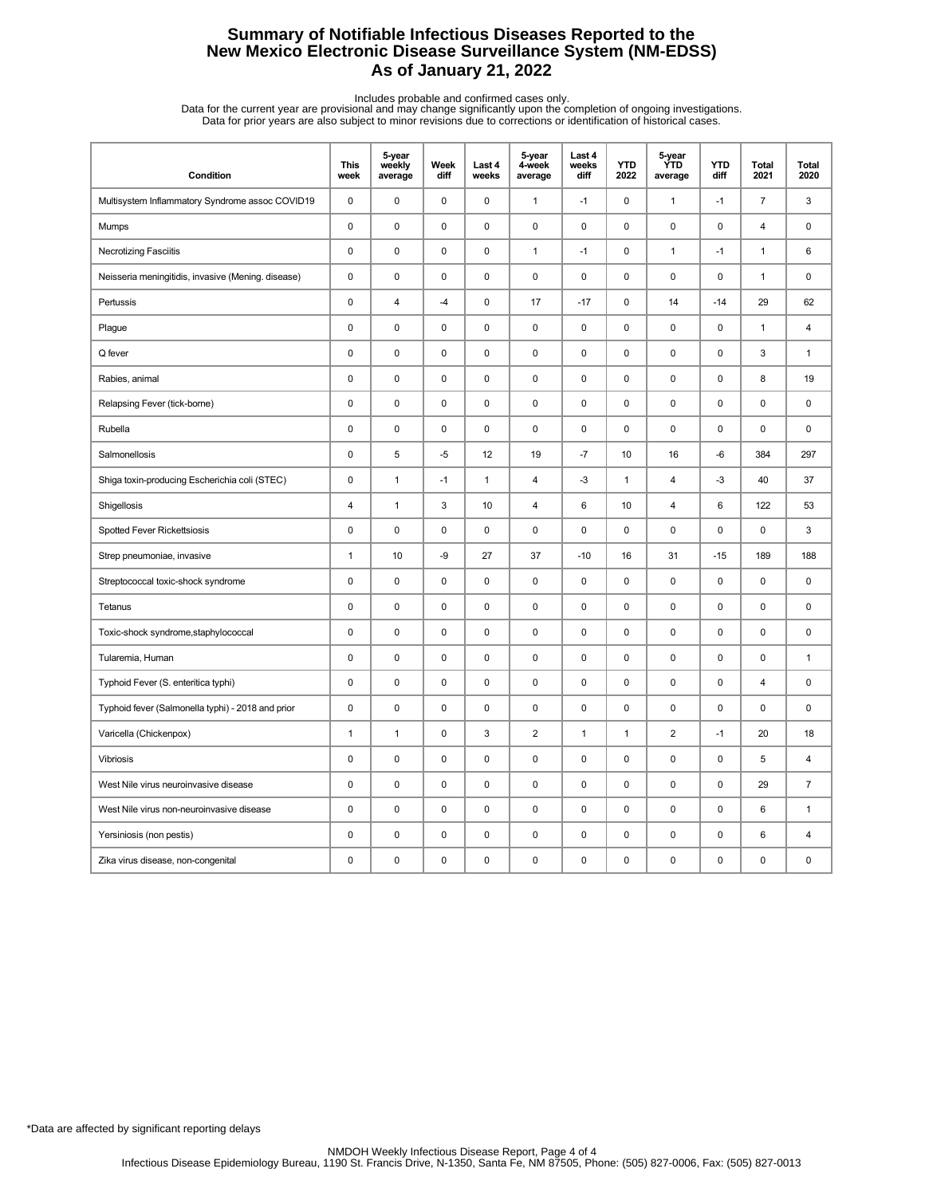# Summary of Notifiable Infectious Diseases Reported to the New Mexico Electronic Disease Surveillance System (NM-EDSS)
# As of January 21, 2022

Includes probable and confirmed cases only.
Data for the current year are provisional and may change significantly upon the completion of ongoing investigations.
Data for prior years are also subject to minor revisions due to corrections or identification of historical cases.

| Condition | This week | 5-year weekly average | Week diff | Last 4 weeks | 5-year 4-week average | Last 4 weeks diff | YTD 2022 | 5-year YTD average | YTD diff | Total 2021 | Total 2020 |
|---|---|---|---|---|---|---|---|---|---|---|---|
| Multisystem Inflammatory Syndrome assoc COVID19 | 0 | 0 | 0 | 0 | 1 | -1 | 0 | 1 | -1 | 7 | 3 |
| Mumps | 0 | 0 | 0 | 0 | 0 | 0 | 0 | 0 | 0 | 4 | 0 |
| Necrotizing Fasciitis | 0 | 0 | 0 | 0 | 1 | -1 | 0 | 1 | -1 | 1 | 6 |
| Neisseria meningitidis, invasive (Mening. disease) | 0 | 0 | 0 | 0 | 0 | 0 | 0 | 0 | 0 | 1 | 0 |
| Pertussis | 0 | 4 | -4 | 0 | 17 | -17 | 0 | 14 | -14 | 29 | 62 |
| Plague | 0 | 0 | 0 | 0 | 0 | 0 | 0 | 0 | 0 | 1 | 4 |
| Q fever | 0 | 0 | 0 | 0 | 0 | 0 | 0 | 0 | 0 | 3 | 1 |
| Rabies, animal | 0 | 0 | 0 | 0 | 0 | 0 | 0 | 0 | 0 | 8 | 19 |
| Relapsing Fever (tick-borne) | 0 | 0 | 0 | 0 | 0 | 0 | 0 | 0 | 0 | 0 | 0 |
| Rubella | 0 | 0 | 0 | 0 | 0 | 0 | 0 | 0 | 0 | 0 | 0 |
| Salmonellosis | 0 | 5 | -5 | 12 | 19 | -7 | 10 | 16 | -6 | 384 | 297 |
| Shiga toxin-producing Escherichia coli (STEC) | 0 | 1 | -1 | 1 | 4 | -3 | 1 | 4 | -3 | 40 | 37 |
| Shigellosis | 4 | 1 | 3 | 10 | 4 | 6 | 10 | 4 | 6 | 122 | 53 |
| Spotted Fever Rickettsiosis | 0 | 0 | 0 | 0 | 0 | 0 | 0 | 0 | 0 | 0 | 3 |
| Strep pneumoniae, invasive | 1 | 10 | -9 | 27 | 37 | -10 | 16 | 31 | -15 | 189 | 188 |
| Streptococcal toxic-shock syndrome | 0 | 0 | 0 | 0 | 0 | 0 | 0 | 0 | 0 | 0 | 0 |
| Tetanus | 0 | 0 | 0 | 0 | 0 | 0 | 0 | 0 | 0 | 0 | 0 |
| Toxic-shock syndrome,staphylococcal | 0 | 0 | 0 | 0 | 0 | 0 | 0 | 0 | 0 | 0 | 0 |
| Tularemia, Human | 0 | 0 | 0 | 0 | 0 | 0 | 0 | 0 | 0 | 0 | 1 |
| Typhoid Fever (S. enteritica typhi) | 0 | 0 | 0 | 0 | 0 | 0 | 0 | 0 | 0 | 4 | 0 |
| Typhoid fever (Salmonella typhi) - 2018 and prior | 0 | 0 | 0 | 0 | 0 | 0 | 0 | 0 | 0 | 0 | 0 |
| Varicella (Chickenpox) | 1 | 1 | 0 | 3 | 2 | 1 | 1 | 2 | -1 | 20 | 18 |
| Vibriosis | 0 | 0 | 0 | 0 | 0 | 0 | 0 | 0 | 0 | 5 | 4 |
| West Nile virus neuroinvasive disease | 0 | 0 | 0 | 0 | 0 | 0 | 0 | 0 | 0 | 29 | 7 |
| West Nile virus non-neuroinvasive disease | 0 | 0 | 0 | 0 | 0 | 0 | 0 | 0 | 0 | 6 | 1 |
| Yersiniosis (non pestis) | 0 | 0 | 0 | 0 | 0 | 0 | 0 | 0 | 0 | 6 | 4 |
| Zika virus disease, non-congenital | 0 | 0 | 0 | 0 | 0 | 0 | 0 | 0 | 0 | 0 | 0 |

*Data are affected by significant reporting delays

NMDOH Weekly Infectious Disease Report, Page 4 of 4
Infectious Disease Epidemiology Bureau, 1190 St. Francis Drive, N-1350, Santa Fe, NM 87505, Phone: (505) 827-0006, Fax: (505) 827-0013